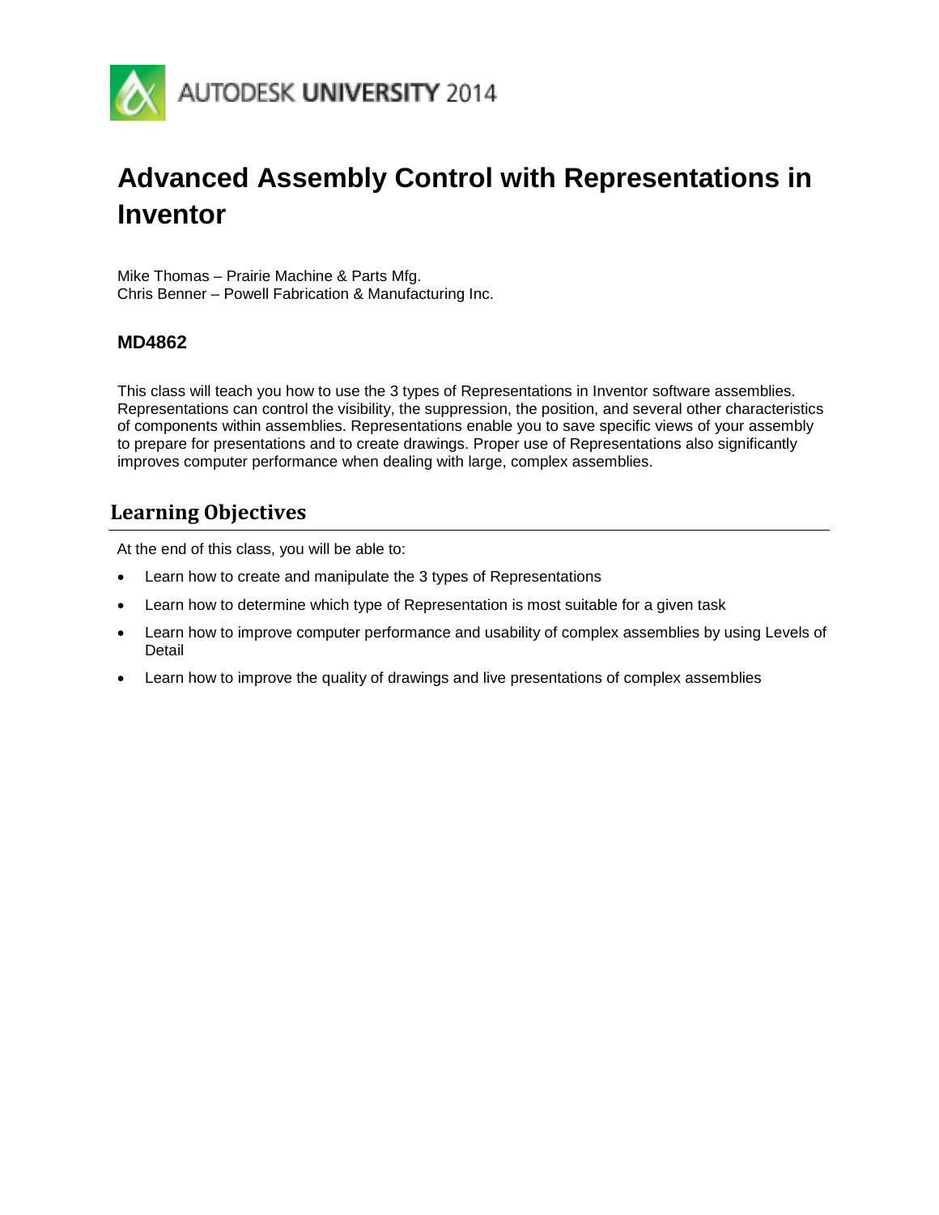# Advanced Assembly Control with Representations in Inventor

Mike Thomas – Prairie Machine & Parts Mfg.
Chris Benner – Powell Fabrication & Manufacturing Inc.

### MD4862

This class will teach you how to use the 3 types of Representations in Inventor software assemblies. Representations can control the visibility, the suppression, the position, and several other characteristics of components within assemblies. Representations enable you to save specific views of your assembly to prepare for presentations and to create drawings. Proper use of Representations also significantly improves computer performance when dealing with large, complex assemblies.

## Learning Objectives

At the end of this class, you will be able to:

- Learn how to create and manipulate the 3 types of Representations
- Learn how to determine which type of Representation is most suitable for a given task
- Learn how to improve computer performance and usability of complex assemblies by using Levels of Detail
- Learn how to improve the quality of drawings and live presentations of complex assemblies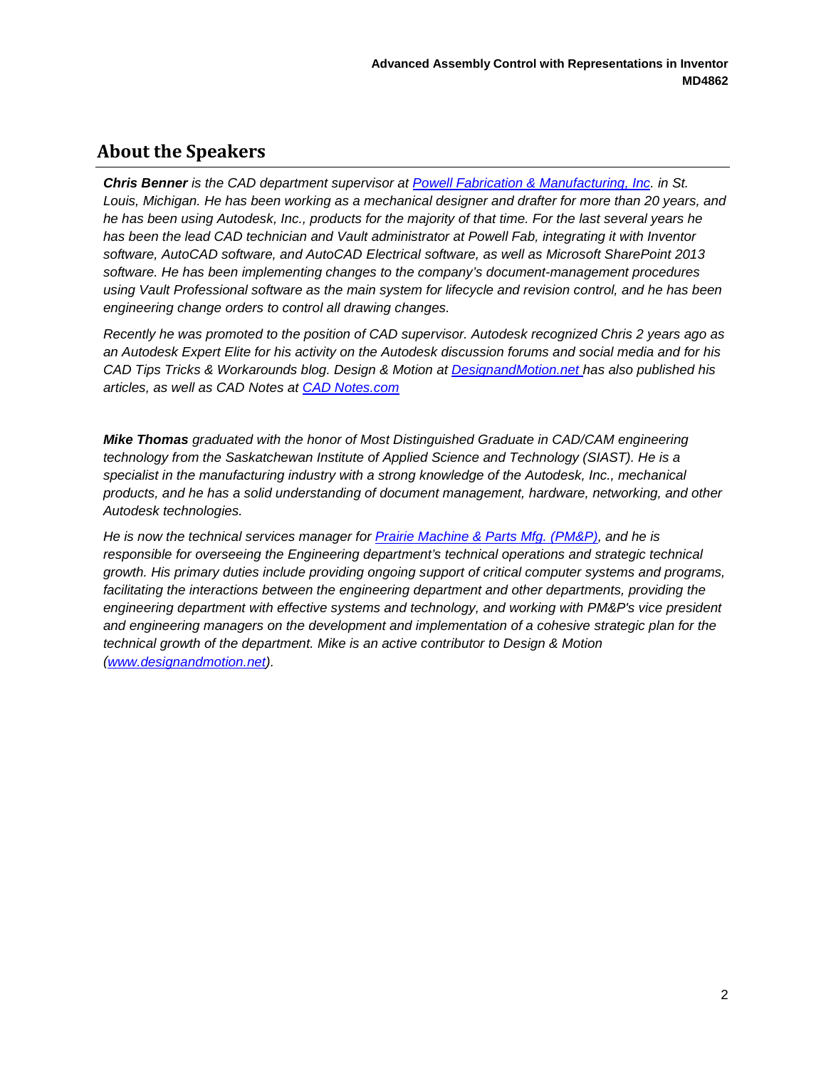## About the Speakers

***Chris Benner** is the CAD department supervisor at [Powell Fabrication & Manufacturing, Inc](). in St. Louis, Michigan. He has been working as a mechanical designer and drafter for more than 20 years, and he has been using Autodesk, Inc., products for the majority of that time. For the last several years he has been the lead CAD technician and Vault administrator at Powell Fab, integrating it with Inventor software, AutoCAD software, and AutoCAD Electrical software, as well as Microsoft SharePoint 2013 software. He has been implementing changes to the company's document-management procedures using Vault Professional software as the main system for lifecycle and revision control, and he has been engineering change orders to control all drawing changes.*

*Recently he was promoted to the position of CAD supervisor. Autodesk recognized Chris 2 years ago as an Autodesk Expert Elite for his activity on the Autodesk discussion forums and social media and for his CAD Tips Tricks & Workarounds blog. Design & Motion at [DesignandMotion.net]() has also published his articles, as well as CAD Notes at [CAD Notes.com]()*

***Mike Thomas** graduated with the honor of Most Distinguished Graduate in CAD/CAM engineering technology from the Saskatchewan Institute of Applied Science and Technology (SIAST). He is a specialist in the manufacturing industry with a strong knowledge of the Autodesk, Inc., mechanical products, and he has a solid understanding of document management, hardware, networking, and other Autodesk technologies.*

*He is now the technical services manager for [Prairie Machine & Parts Mfg. (PM&P)](), and he is responsible for overseeing the Engineering department's technical operations and strategic technical growth. His primary duties include providing ongoing support of critical computer systems and programs, facilitating the interactions between the engineering department and other departments, providing the engineering department with effective systems and technology, and working with PM&P's vice president and engineering managers on the development and implementation of a cohesive strategic plan for the technical growth of the department. Mike is an active contributor to Design & Motion ([www.designandmotion.net](www.designandmotion.net)).*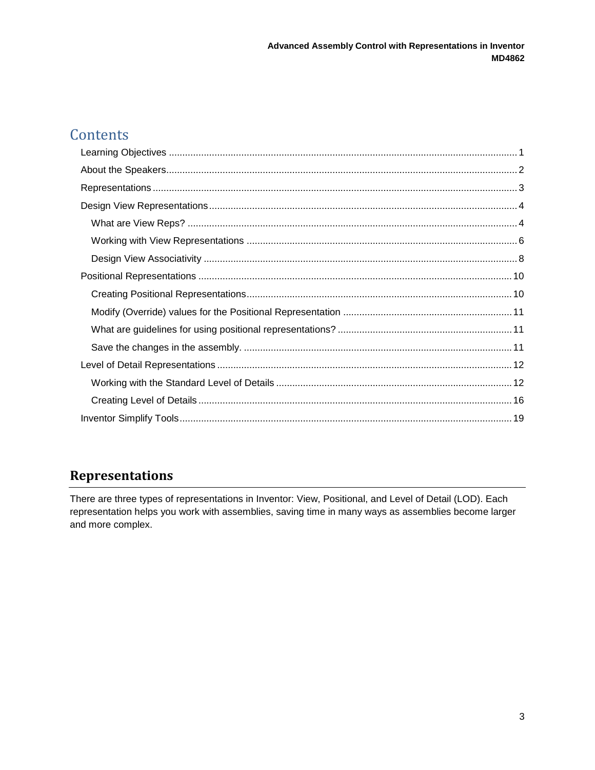# Contents

- Learning Objectives ..... 1
- About the Speakers ..... 2
- Representations ..... 3
- Design View Representations ..... 4
  - What are View Reps? ..... 4
  - Working with View Representations ..... 6
  - Design View Associativity ..... 8
- Positional Representations ..... 10
  - Creating Positional Representations ..... 10
  - Modify (Override) values for the Positional Representation ..... 11
  - What are guidelines for using positional representations? ..... 11
  - Save the changes in the assembly. ..... 11
- Level of Detail Representations ..... 12
  - Working with the Standard Level of Details ..... 12
  - Creating Level of Details ..... 16
- Inventor Simplify Tools ..... 19

## Representations

There are three types of representations in Inventor: View, Positional, and Level of Detail (LOD). Each representation helps you work with assemblies, saving time in many ways as assemblies become larger and more complex.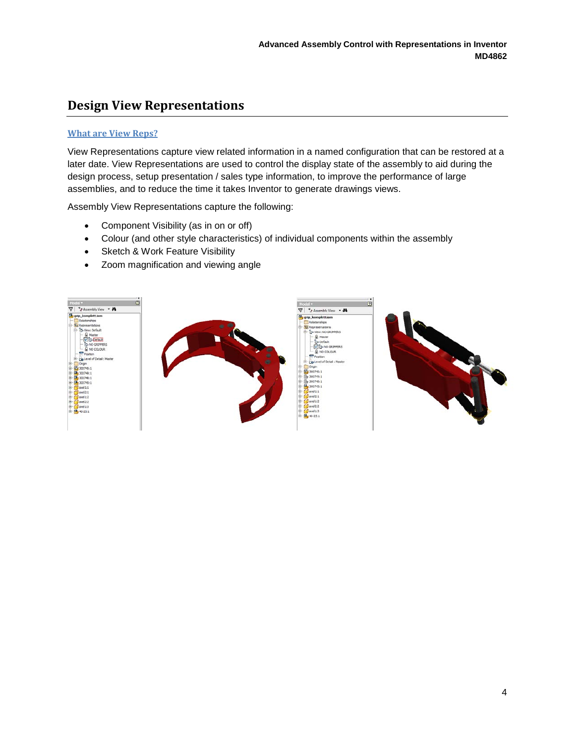## Design View Representations

### What are View Reps?

View Representations capture view related information in a named configuration that can be restored at a later date. View Representations are used to control the display state of the assembly to aid during the design process, setup presentation / sales type information, to improve the performance of large assemblies, and to reduce the time it takes Inventor to generate drawings views.

Assembly View Representations capture the following:

- Component Visibility (as in on or off)
- Colour (and other style characteristics) of individual components within the assembly
- Sketch & Work Feature Visibility
- Zoom magnification and viewing angle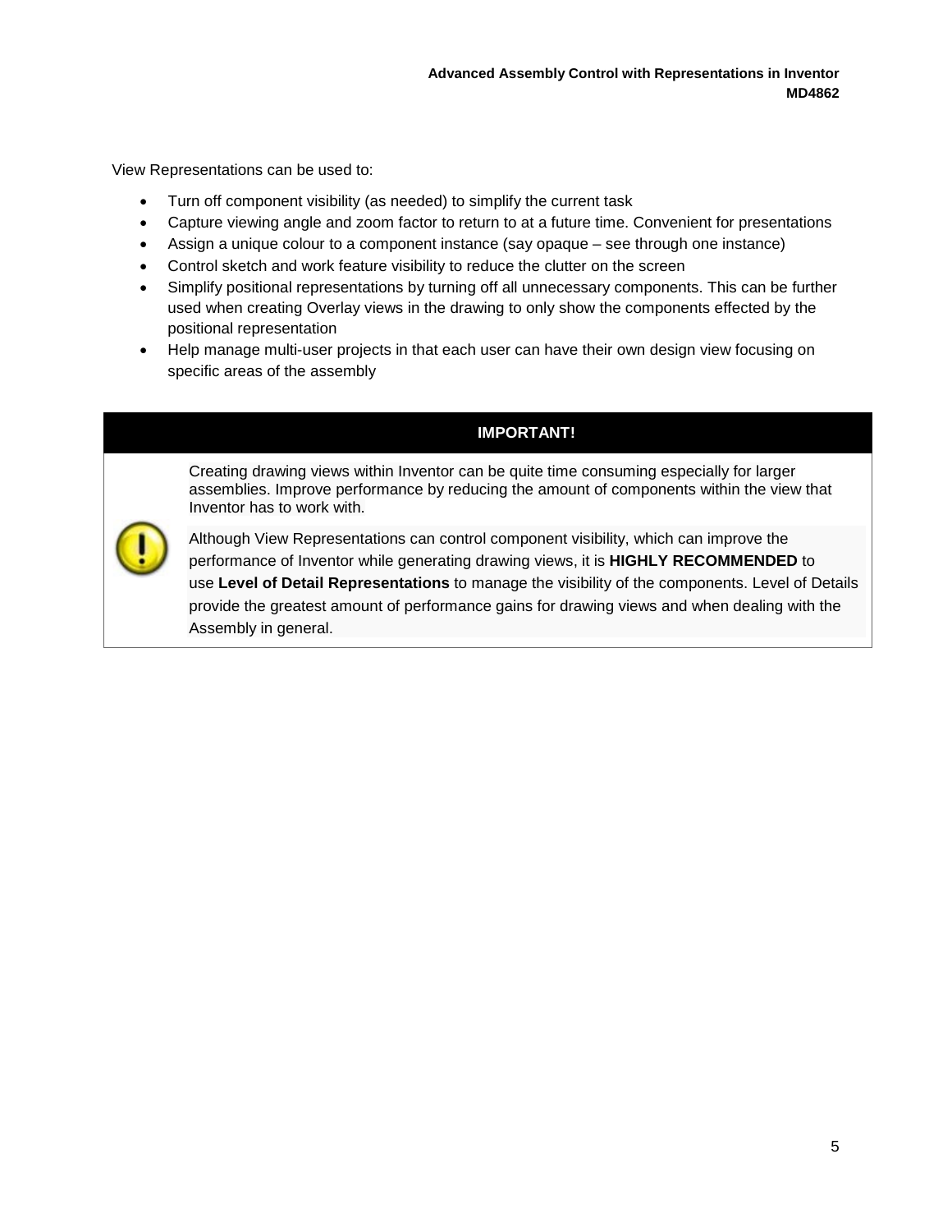View Representations can be used to:

- Turn off component visibility (as needed) to simplify the current task
- Capture viewing angle and zoom factor to return to at a future time. Convenient for presentations
- Assign a unique colour to a component instance (say opaque – see through one instance)
- Control sketch and work feature visibility to reduce the clutter on the screen
- Simplify positional representations by turning off all unnecessary components. This can be further used when creating Overlay views in the drawing to only show the components effected by the positional representation
- Help manage multi-user projects in that each user can have their own design view focusing on specific areas of the assembly

**IMPORTANT!**

Creating drawing views within Inventor can be quite time consuming especially for larger assemblies. Improve performance by reducing the amount of components within the view that Inventor has to work with.

Although View Representations can control component visibility, which can improve the performance of Inventor while generating drawing views, it is **HIGHLY RECOMMENDED** to use **Level of Detail Representations** to manage the visibility of the components. Level of Details provide the greatest amount of performance gains for drawing views and when dealing with the Assembly in general.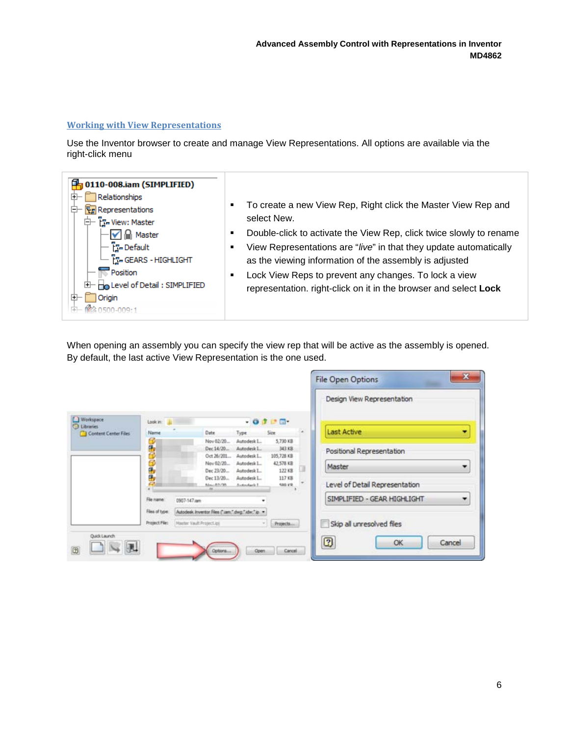## Working with View Representations

Use the Inventor browser to create and manage View Representations. All options are available via the right-click menu

- To create a new View Rep, Right click the Master View Rep and select New.
- Double-click to activate the View Rep, click twice slowly to rename
- View Representations are "*live*" in that they update automatically as the viewing information of the assembly is adjusted
- Lock View Reps to prevent any changes. To lock a view representation. right-click on it in the browser and select **Lock**

When opening an assembly you can specify the view rep that will be active as the assembly is opened. By default, the last active View Representation is the one used.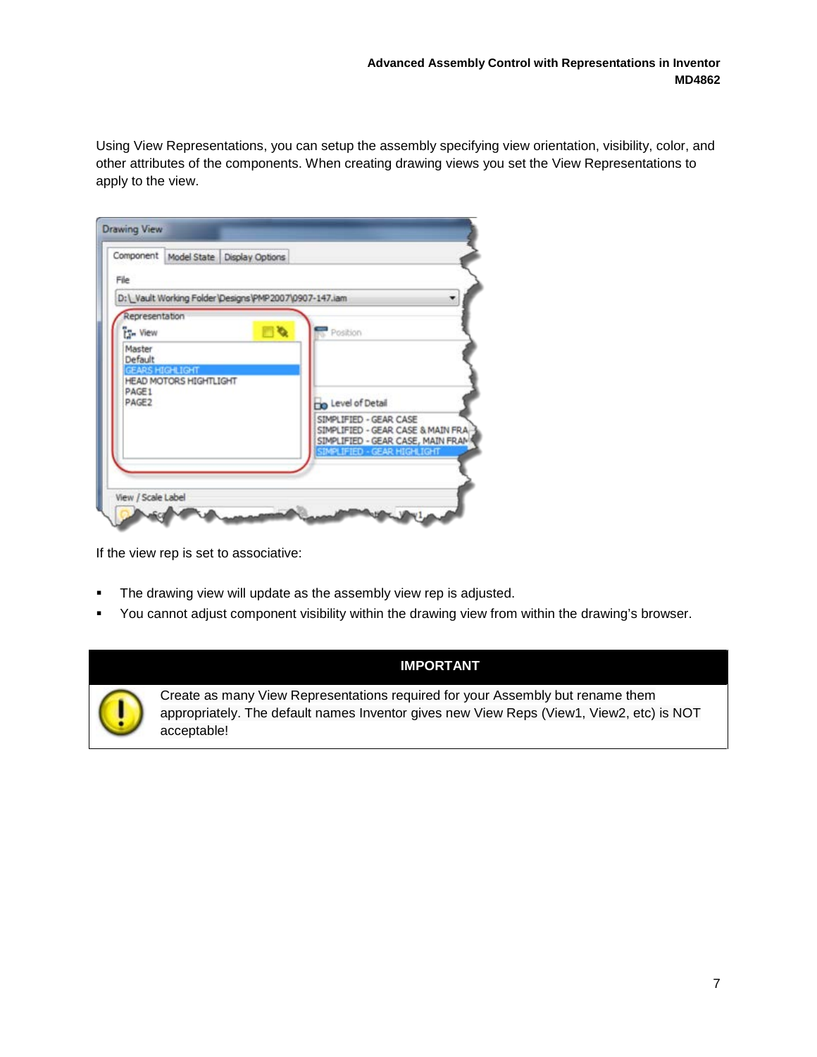Using View Representations, you can setup the assembly specifying view orientation, visibility, color, and other attributes of the components. When creating drawing views you set the View Representations to apply to the view.

If the view rep is set to associative:

- The drawing view will update as the assembly view rep is adjusted.
- You cannot adjust component visibility within the drawing view from within the drawing's browser.

| IMPORTANT |
| --- |
| Create as many View Representations required for your Assembly but rename them appropriately. The default names Inventor gives new View Reps (View1, View2, etc) is NOT acceptable! |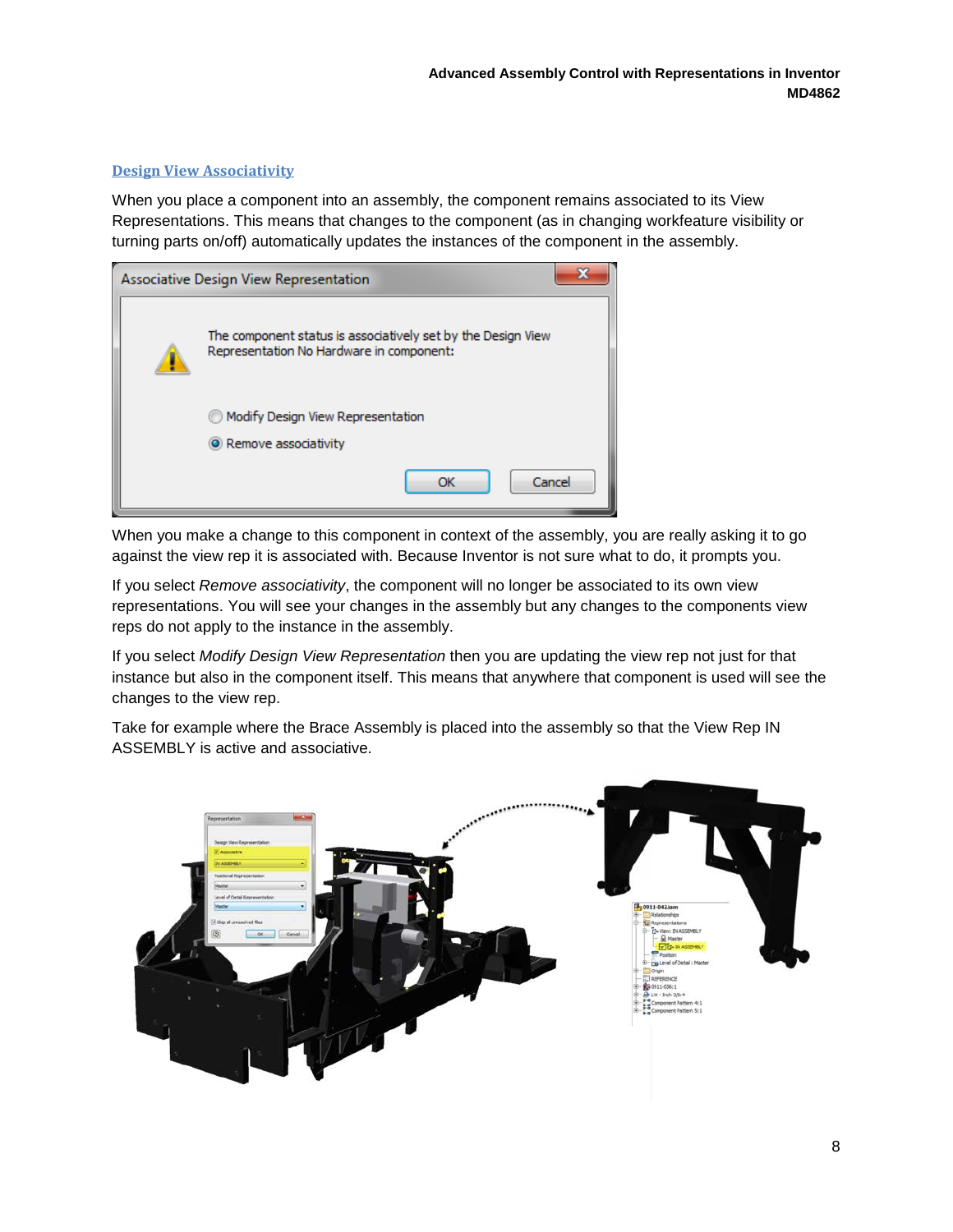## Design View Associativity

When you place a component into an assembly, the component remains associated to its View Representations. This means that changes to the component (as in changing workfeature visibility or turning parts on/off) automatically updates the instances of the component in the assembly.

When you make a change to this component in context of the assembly, you are really asking it to go against the view rep it is associated with. Because Inventor is not sure what to do, it prompts you.

If you select *Remove associativity*, the component will no longer be associated to its own view representations. You will see your changes in the assembly but any changes to the components view reps do not apply to the instance in the assembly.

If you select *Modify Design View Representation* then you are updating the view rep not just for that instance but also in the component itself. This means that anywhere that component is used will see the changes to the view rep.

Take for example where the Brace Assembly is placed into the assembly so that the View Rep IN ASSEMBLY is active and associative.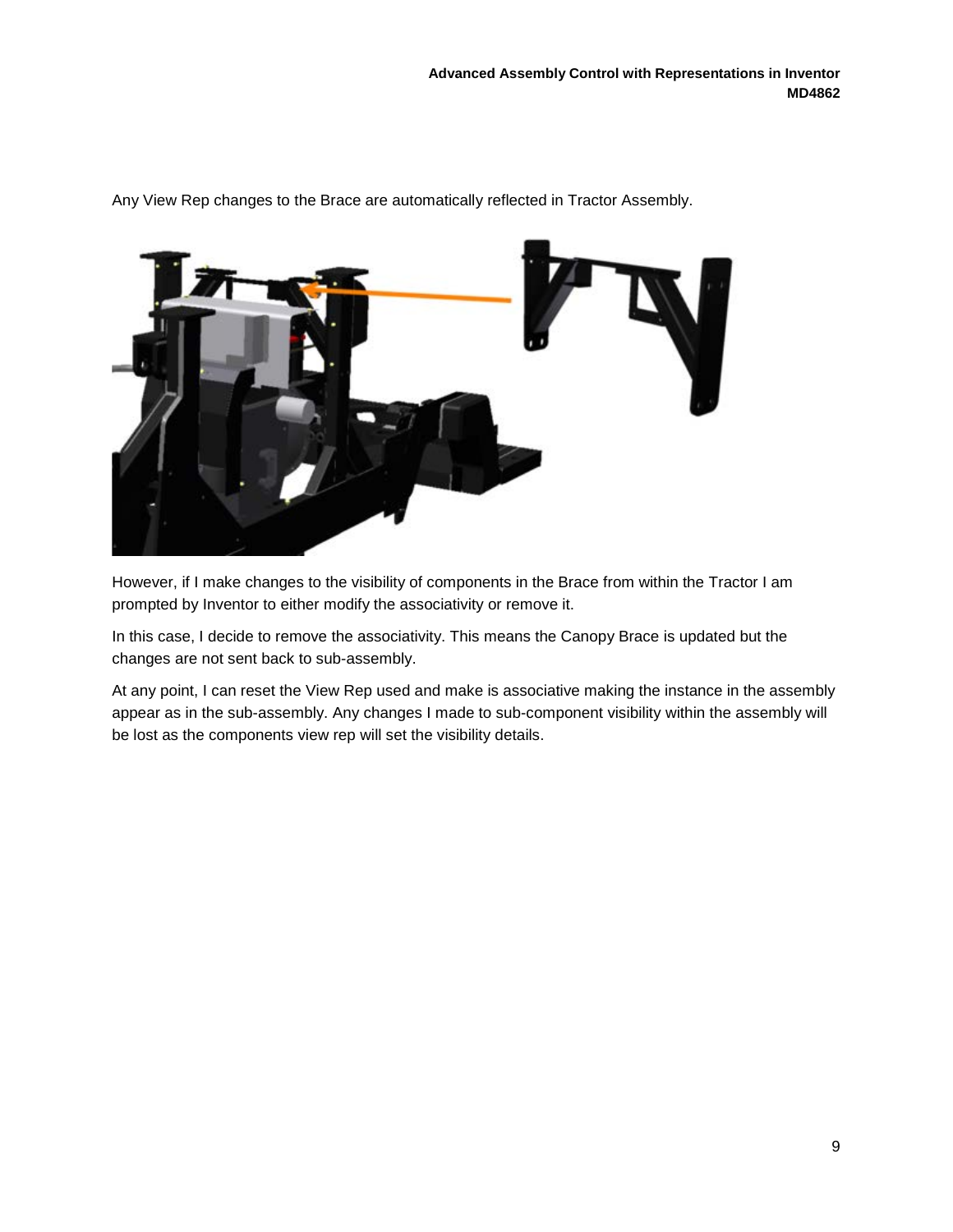Any View Rep changes to the Brace are automatically reflected in Tractor Assembly.

However, if I make changes to the visibility of components in the Brace from within the Tractor I am prompted by Inventor to either modify the associativity or remove it.

In this case, I decide to remove the associativity. This means the Canopy Brace is updated but the changes are not sent back to sub-assembly.

At any point, I can reset the View Rep used and make is associative making the instance in the assembly appear as in the sub-assembly. Any changes I made to sub-component visibility within the assembly will be lost as the components view rep will set the visibility details.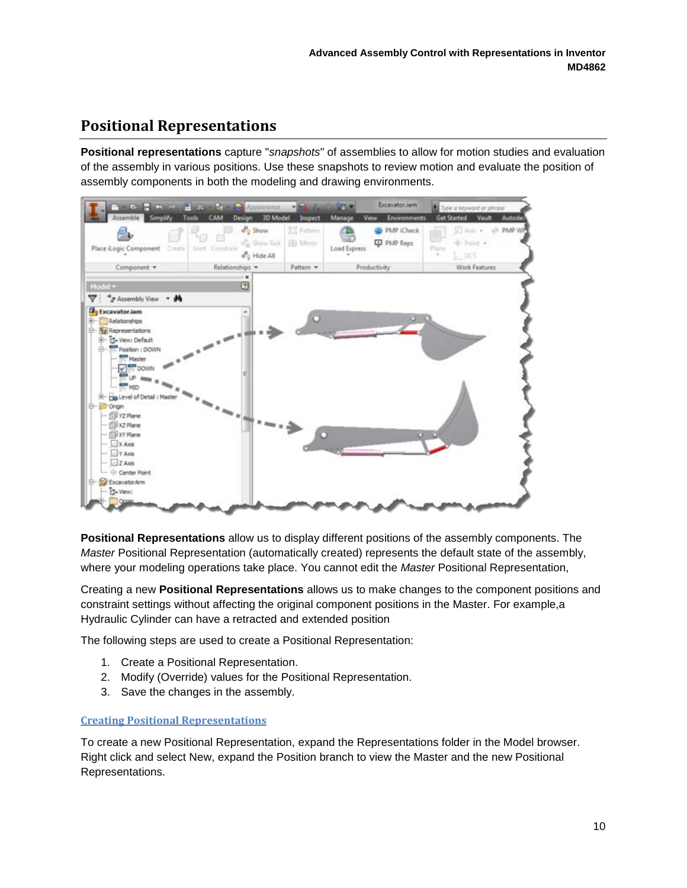## Positional Representations

**Positional representations** capture "*snapshots*" of assemblies to allow for motion studies and evaluation of the assembly in various positions. Use these snapshots to review motion and evaluate the position of assembly components in both the modeling and drawing environments.

**Positional Representations** allow us to display different positions of the assembly components. The *Master* Positional Representation (automatically created) represents the default state of the assembly, where your modeling operations take place. You cannot edit the *Master* Positional Representation,

Creating a new **Positional Representations** allows us to make changes to the component positions and constraint settings without affecting the original component positions in the Master. For example,a Hydraulic Cylinder can have a retracted and extended position

The following steps are used to create a Positional Representation:

1. Create a Positional Representation.
2. Modify (Override) values for the Positional Representation.
3. Save the changes in the assembly.

### Creating Positional Representations

To create a new Positional Representation, expand the Representations folder in the Model browser. Right click and select New, expand the Position branch to view the Master and the new Positional Representations.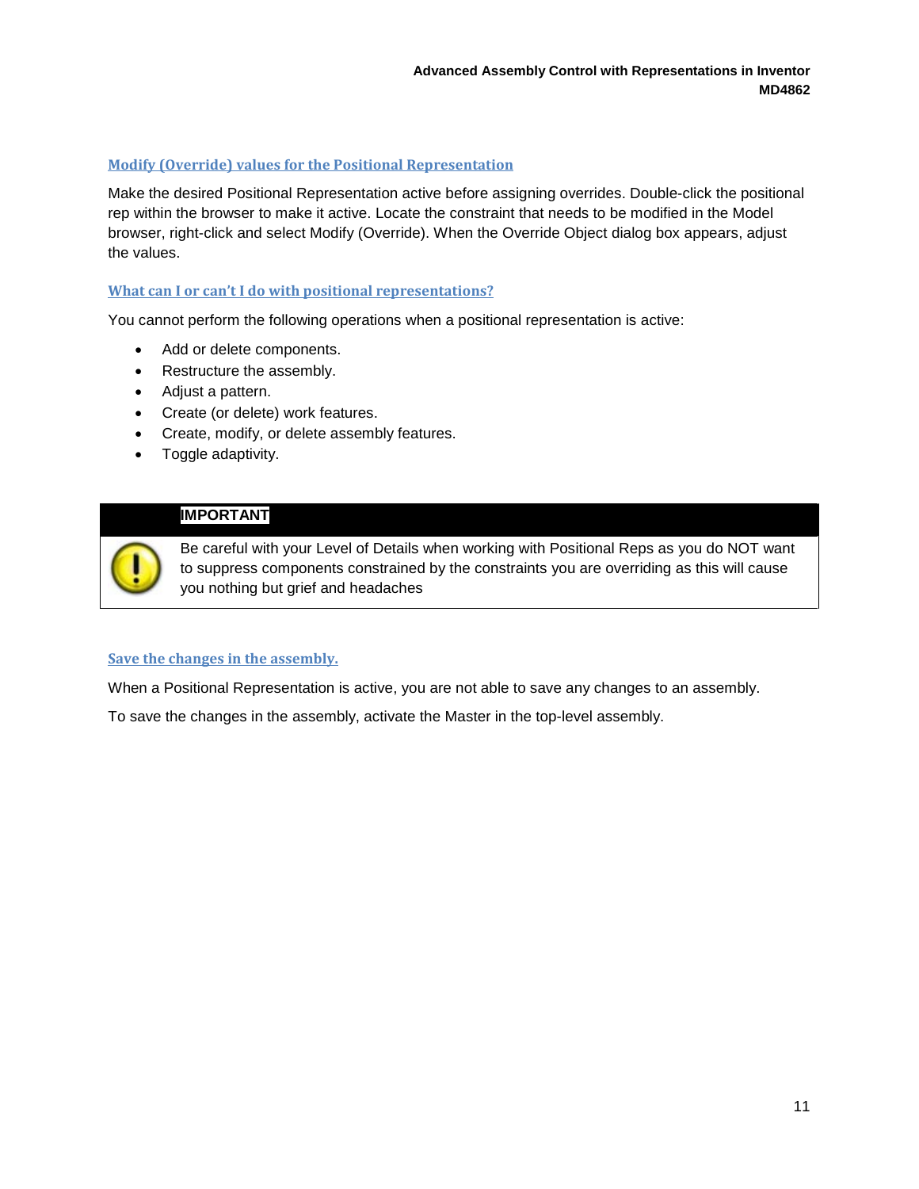### Modify (Override) values for the Positional Representation

Make the desired Positional Representation active before assigning overrides. Double-click the positional rep within the browser to make it active. Locate the constraint that needs to be modified in the Model browser, right-click and select Modify (Override). When the Override Object dialog box appears, adjust the values.

### What can I or can't I do with positional representations?

You cannot perform the following operations when a positional representation is active:

- Add or delete components.
- Restructure the assembly.
- Adjust a pattern.
- Create (or delete) work features.
- Create, modify, or delete assembly features.
- Toggle adaptivity.

> **IMPORTANT**
>
> Be careful with your Level of Details when working with Positional Reps as you do NOT want to suppress components constrained by the constraints you are overriding as this will cause you nothing but grief and headaches

### Save the changes in the assembly.

When a Positional Representation is active, you are not able to save any changes to an assembly.

To save the changes in the assembly, activate the Master in the top-level assembly.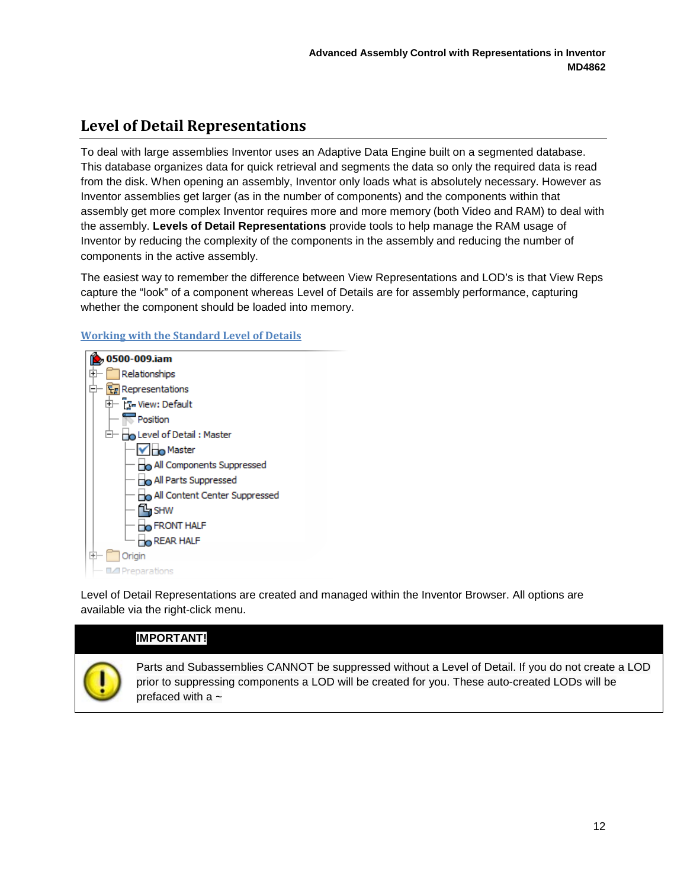# Level of Detail Representations

To deal with large assemblies Inventor uses an Adaptive Data Engine built on a segmented database. This database organizes data for quick retrieval and segments the data so only the required data is read from the disk. When opening an assembly, Inventor only loads what is absolutely necessary. However as Inventor assemblies get larger (as in the number of components) and the components within that assembly get more complex Inventor requires more and more memory (both Video and RAM) to deal with the assembly. **Levels of Detail Representations** provide tools to help manage the RAM usage of Inventor by reducing the complexity of the components in the assembly and reducing the number of components in the active assembly.

The easiest way to remember the difference between View Representations and LOD's is that View Reps capture the "look" of a component whereas Level of Details are for assembly performance, capturing whether the component should be loaded into memory.

## Working with the Standard Level of Details

Level of Detail Representations are created and managed within the Inventor Browser. All options are available via the right-click menu.

**IMPORTANT!**

Parts and Subassemblies CANNOT be suppressed without a Level of Detail. If you do not create a LOD prior to suppressing components a LOD will be created for you. These auto-created LODs will be prefaced with a ~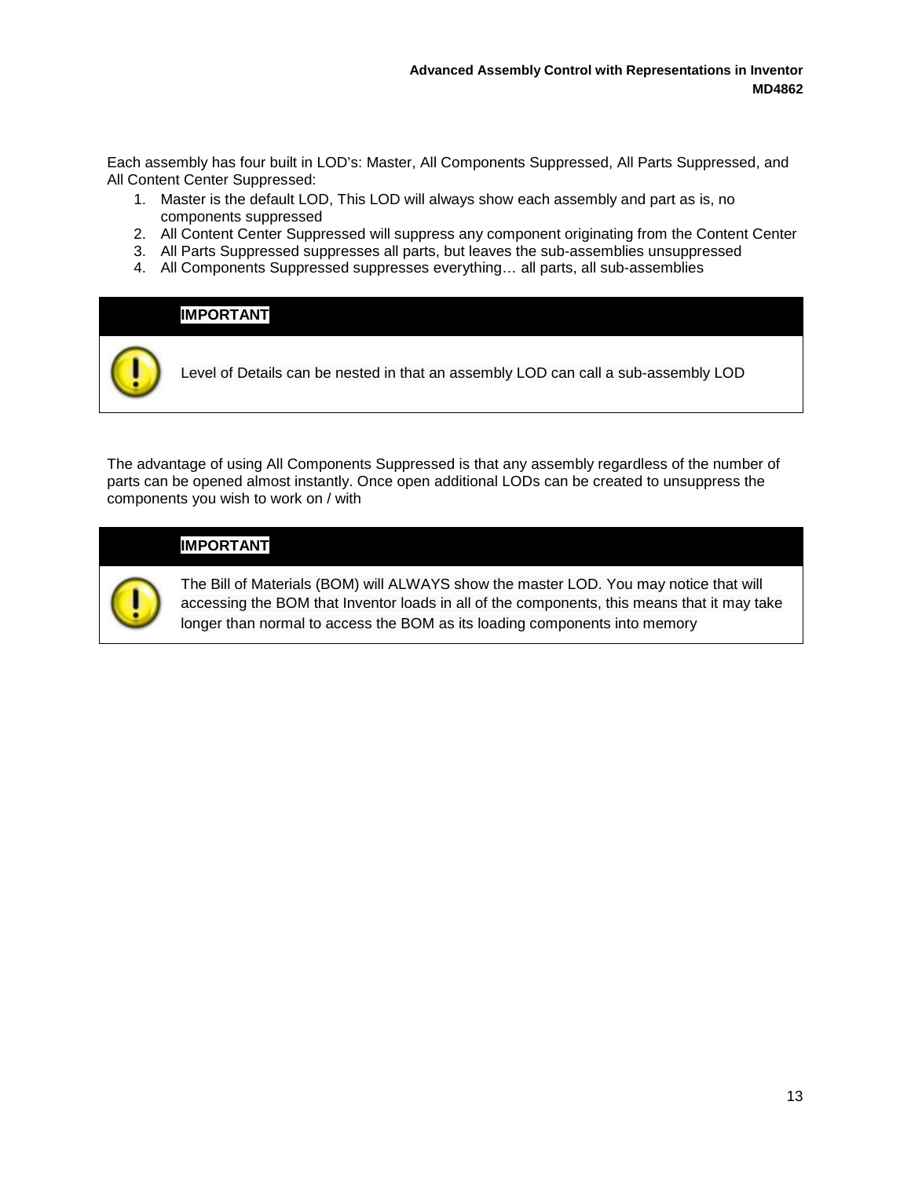Each assembly has four built in LOD’s: Master, All Components Suppressed, All Parts Suppressed, and All Content Center Suppressed:

1. Master is the default LOD, This LOD will always show each assembly and part as is, no components suppressed
2. All Content Center Suppressed will suppress any component originating from the Content Center
3. All Parts Suppressed suppresses all parts, but leaves the sub-assemblies unsuppressed
4. All Components Suppressed suppresses everything… all parts, all sub-assemblies

**IMPORTANT**

Level of Details can be nested in that an assembly LOD can call a sub-assembly LOD

The advantage of using All Components Suppressed is that any assembly regardless of the number of parts can be opened almost instantly. Once open additional LODs can be created to unsuppress the components you wish to work on / with

**IMPORTANT**

The Bill of Materials (BOM) will ALWAYS show the master LOD. You may notice that will accessing the BOM that Inventor loads in all of the components, this means that it may take longer than normal to access the BOM as its loading components into memory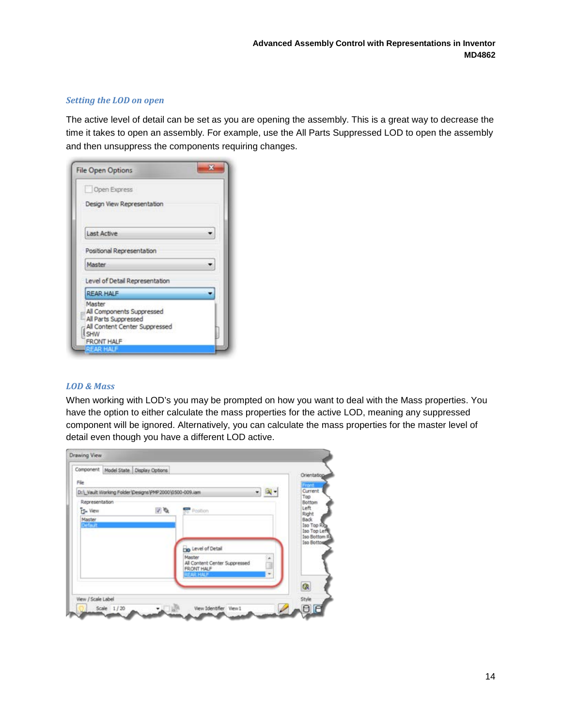### *Setting the LOD on open*

The active level of detail can be set as you are opening the assembly. This is a great way to decrease the time it takes to open an assembly. For example, use the All Parts Suppressed LOD to open the assembly and then unsuppress the components requiring changes.

### *LOD & Mass*

When working with LOD's you may be prompted on how you want to deal with the Mass properties. You have the option to either calculate the mass properties for the active LOD, meaning any suppressed component will be ignored. Alternatively, you can calculate the mass properties for the master level of detail even though you have a different LOD active.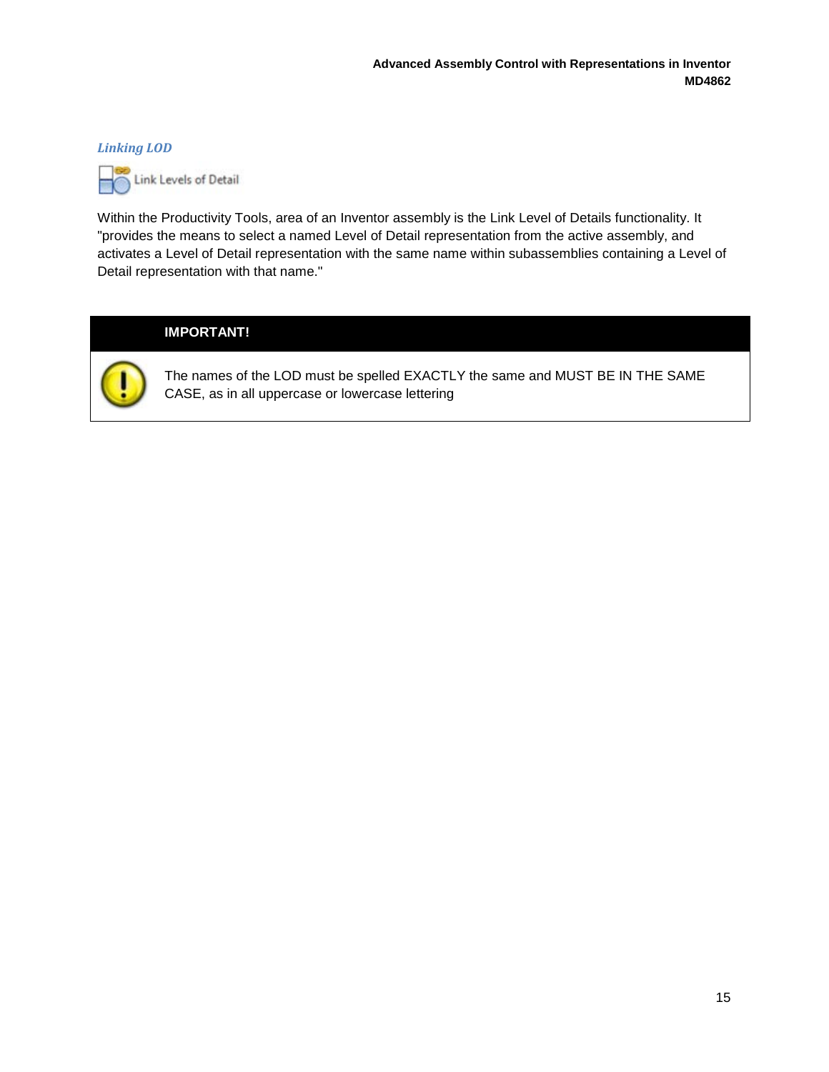### *Linking LOD*

Link Levels of Detail

Within the Productivity Tools, area of an Inventor assembly is the Link Level of Details functionality. It "provides the means to select a named Level of Detail representation from the active assembly, and activates a Level of Detail representation with the same name within subassemblies containing a Level of Detail representation with that name."

**IMPORTANT!**

The names of the LOD must be spelled EXACTLY the same and MUST BE IN THE SAME CASE, as in all uppercase or lowercase lettering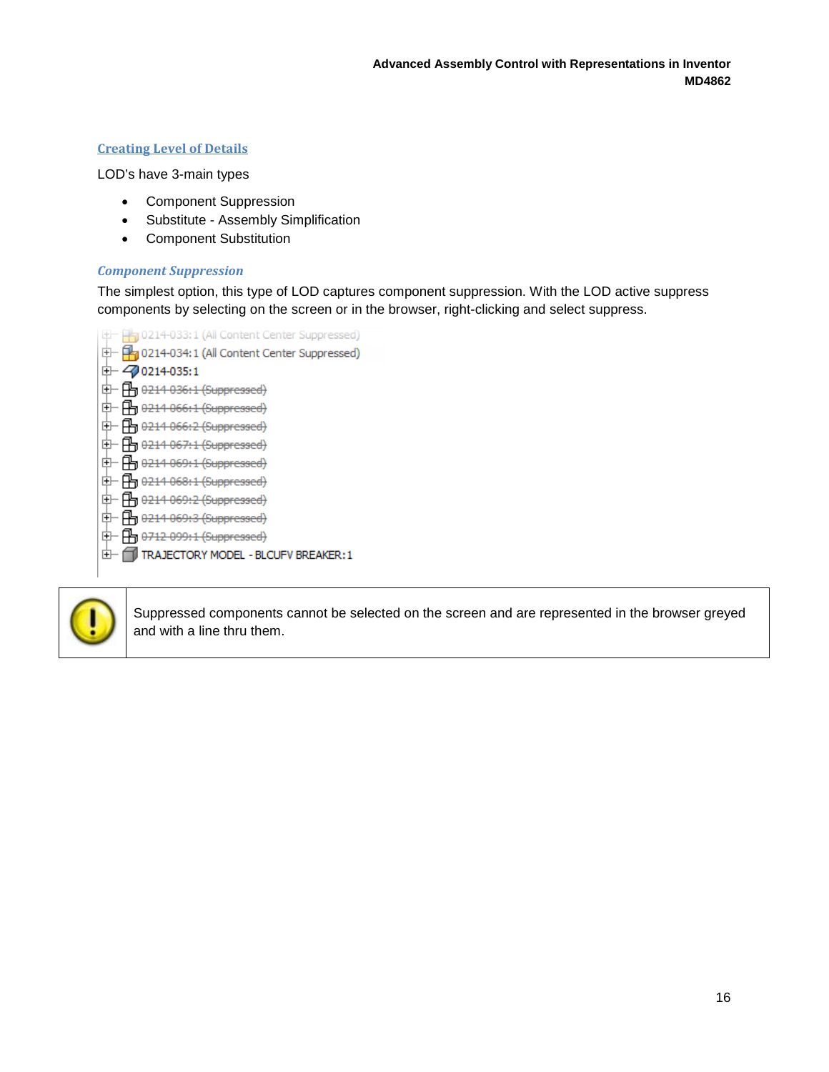## Creating Level of Details

LOD's have 3-main types

- Component Suppression
- Substitute - Assembly Simplification
- Component Substitution

### *Component Suppression*

The simplest option, this type of LOD captures component suppression. With the LOD active suppress components by selecting on the screen or in the browser, right-clicking and select suppress.

```
0214-033:1 (All Content Center Suppressed)
0214-034:1 (All Content Center Suppressed)
0214-035:1
0214-036:1 (Suppressed)
0214-066:1 (Suppressed)
0214-066:2 (Suppressed)
0214-067:1 (Suppressed)
0214-069:1 (Suppressed)
0214-068:1 (Suppressed)
0214-069:2 (Suppressed)
0214-069:3 (Suppressed)
0712-099:1 (Suppressed)
TRAJECTORY MODEL - BLCUFV BREAKER:1
```

> Suppressed components cannot be selected on the screen and are represented in the browser greyed and with a line thru them.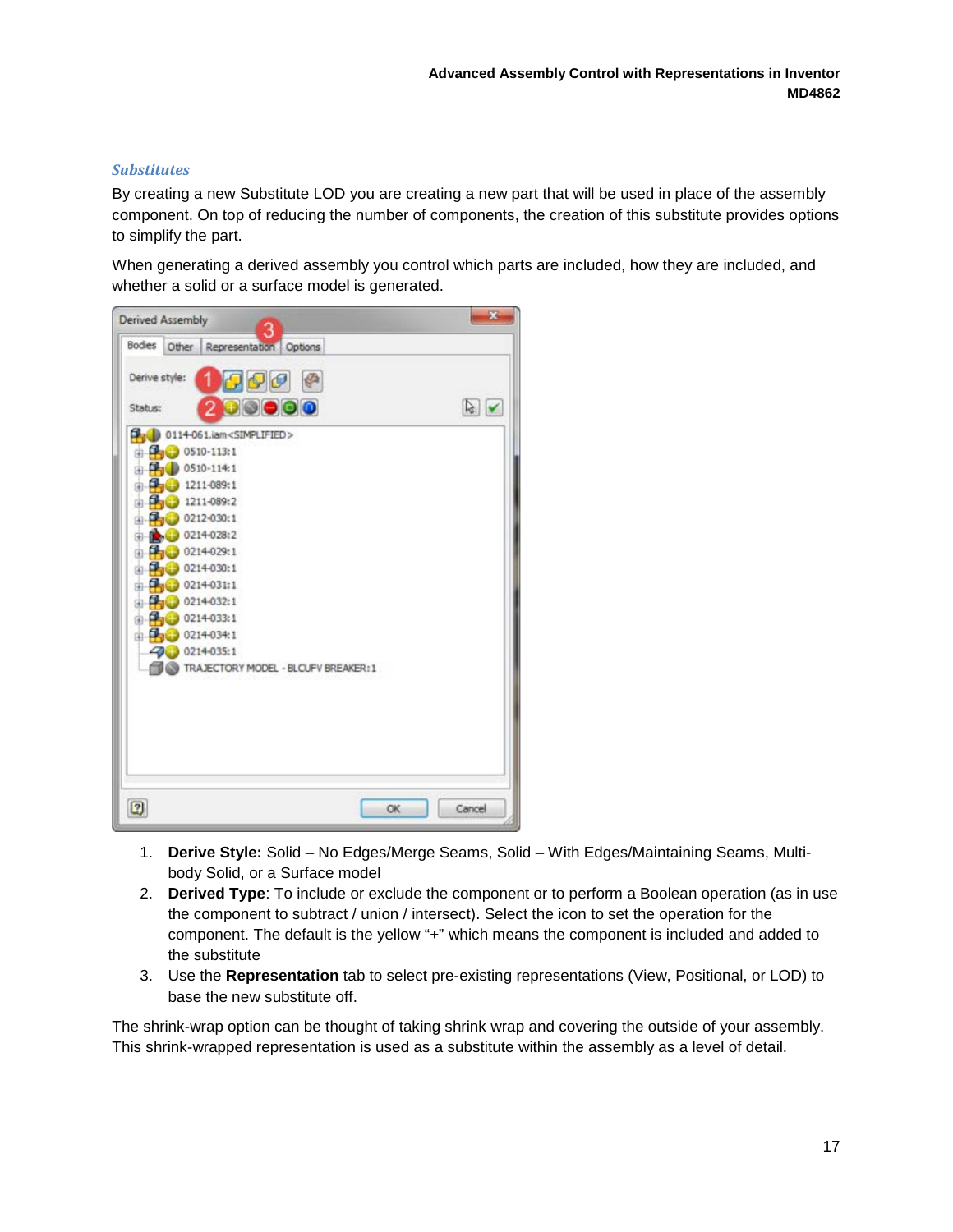### *Substitutes*

By creating a new Substitute LOD you are creating a new part that will be used in place of the assembly component. On top of reducing the number of components, the creation of this substitute provides options to simplify the part.

When generating a derived assembly you control which parts are included, how they are included, and whether a solid or a surface model is generated.

1. **Derive Style:** Solid – No Edges/Merge Seams, Solid – With Edges/Maintaining Seams, Multi-body Solid, or a Surface model
2. **Derived Type**: To include or exclude the component or to perform a Boolean operation (as in use the component to subtract / union / intersect). Select the icon to set the operation for the component. The default is the yellow "+" which means the component is included and added to the substitute
3. Use the **Representation** tab to select pre-existing representations (View, Positional, or LOD) to base the new substitute off.

The shrink-wrap option can be thought of taking shrink wrap and covering the outside of your assembly. This shrink-wrapped representation is used as a substitute within the assembly as a level of detail.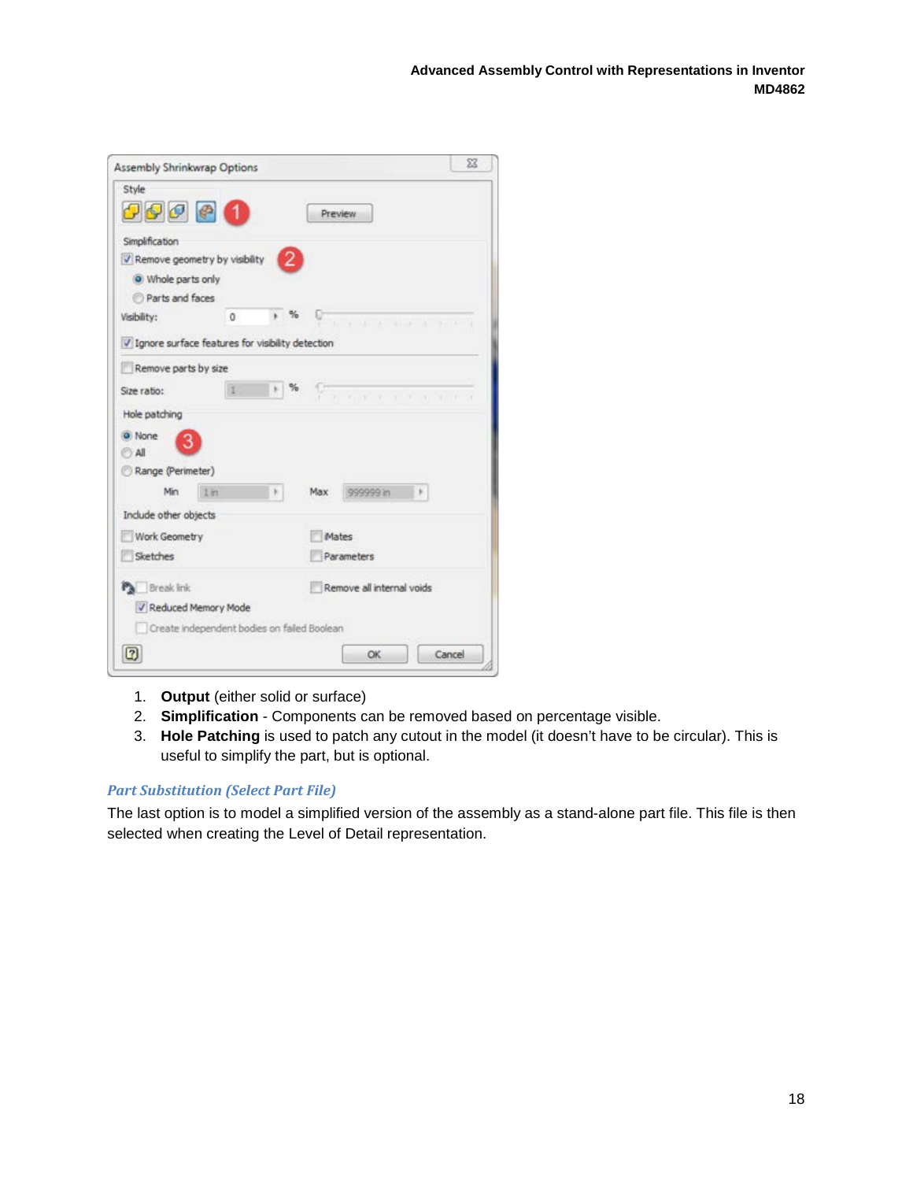1. **Output** (either solid or surface)
2. **Simplification** - Components can be removed based on percentage visible.
3. **Hole Patching** is used to patch any cutout in the model (it doesn't have to be circular). This is useful to simplify the part, but is optional.

### *Part Substitution (Select Part File)*

The last option is to model a simplified version of the assembly as a stand-alone part file. This file is then selected when creating the Level of Detail representation.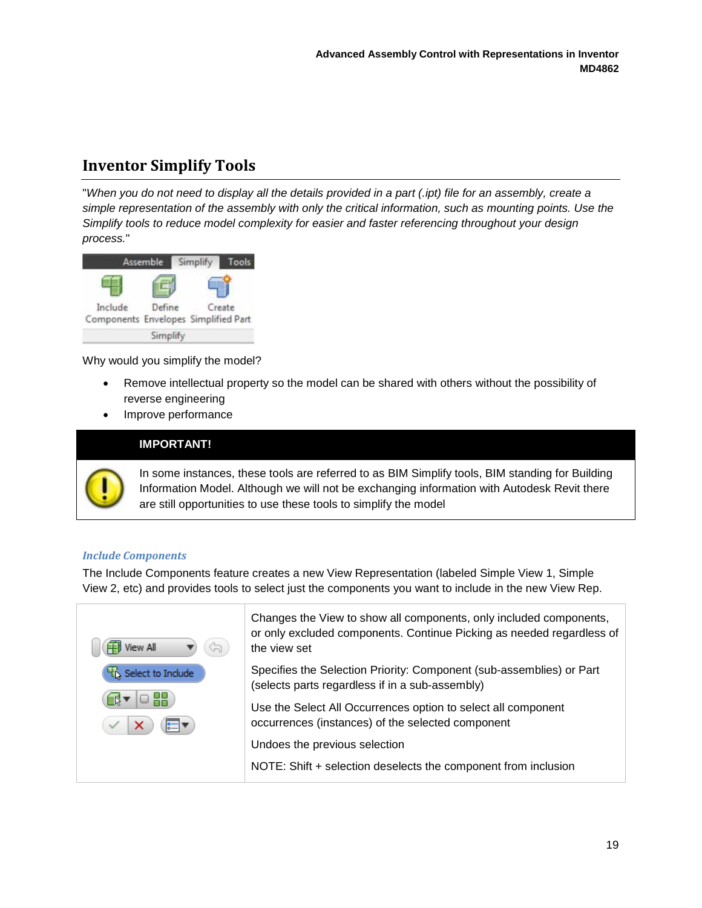## Inventor Simplify Tools

"*When you do not need to display all the details provided in a part (.ipt) file for an assembly, create a simple representation of the assembly with only the critical information, such as mounting points. Use the Simplify tools to reduce model complexity for easier and faster referencing throughout your design process.*"

Why would you simplify the model?

- Remove intellectual property so the model can be shared with others without the possibility of reverse engineering
- Improve performance

| IMPORTANT! |
|---|
| In some instances, these tools are referred to as BIM Simplify tools, BIM standing for Building Information Model. Although we will not be exchanging information with Autodesk Revit there are still opportunities to use these tools to simplify the model |

### *Include Components*

The Include Components feature creates a new View Representation (labeled Simple View 1, Simple View 2, etc) and provides tools to select just the components you want to include in the new View Rep.

| | |
|---|---|
| | Changes the View to show all components, only included components, or only excluded components. Continue Picking as needed regardless of the view set<br><br>Specifies the Selection Priority: Component (sub-assemblies) or Part (selects parts regardless if in a sub-assembly)<br><br>Use the Select All Occurrences option to select all component occurrences (instances) of the selected component<br><br>Undoes the previous selection<br><br>NOTE: Shift + selection deselects the component from inclusion |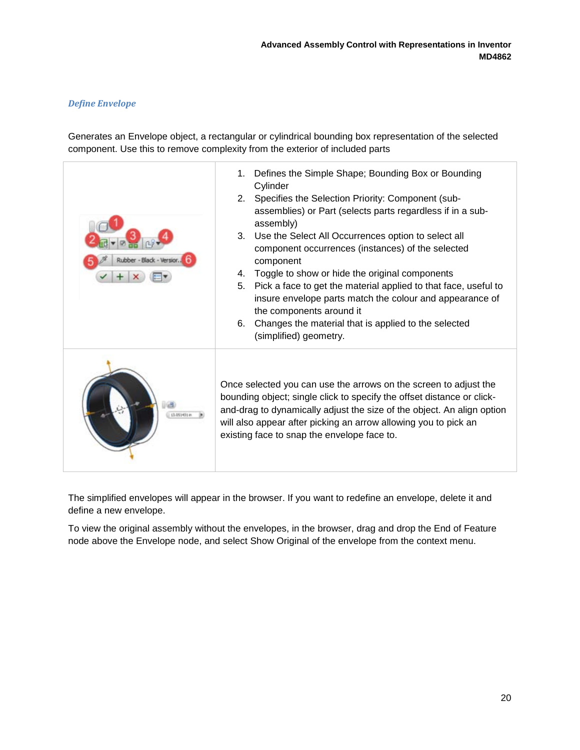### *Define Envelope*

Generates an Envelope object, a rectangular or cylindrical bounding box representation of the selected component. Use this to remove complexity from the exterior of included parts

| | |
|---|---|
| | 1. Defines the Simple Shape; Bounding Box or Bounding Cylinder<br>2. Specifies the Selection Priority: Component (sub-assemblies) or Part (selects parts regardless if in a sub-assembly)<br>3. Use the Select All Occurrences option to select all component occurrences (instances) of the selected component<br>4. Toggle to show or hide the original components<br>5. Pick a face to get the material applied to that face, useful to insure envelope parts match the colour and appearance of the components around it<br>6. Changes the material that is applied to the selected (simplified) geometry. |
| | Once selected you can use the arrows on the screen to adjust the bounding object; single click to specify the offset distance or click-and-drag to dynamically adjust the size of the object. An align option will also appear after picking an arrow allowing you to pick an existing face to snap the envelope face to. |

The simplified envelopes will appear in the browser. If you want to redefine an envelope, delete it and define a new envelope.

To view the original assembly without the envelopes, in the browser, drag and drop the End of Feature node above the Envelope node, and select Show Original of the envelope from the context menu.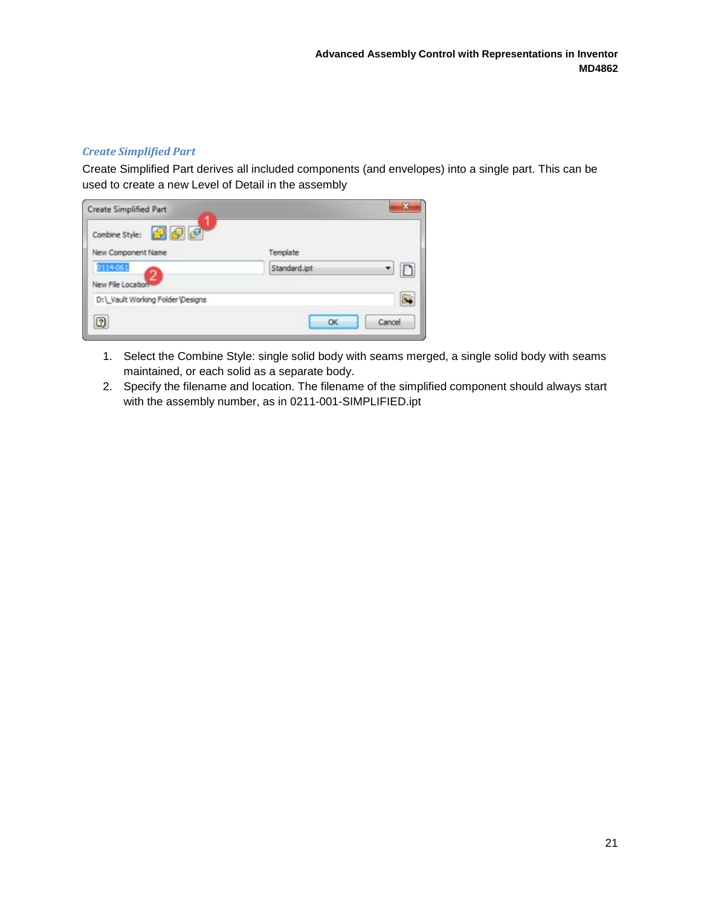### *Create Simplified Part*

Create Simplified Part derives all included components (and envelopes) into a single part. This can be used to create a new Level of Detail in the assembly

1. Select the Combine Style: single solid body with seams merged, a single solid body with seams maintained, or each solid as a separate body.
2. Specify the filename and location. The filename of the simplified component should always start with the assembly number, as in 0211-001-SIMPLIFIED.ipt